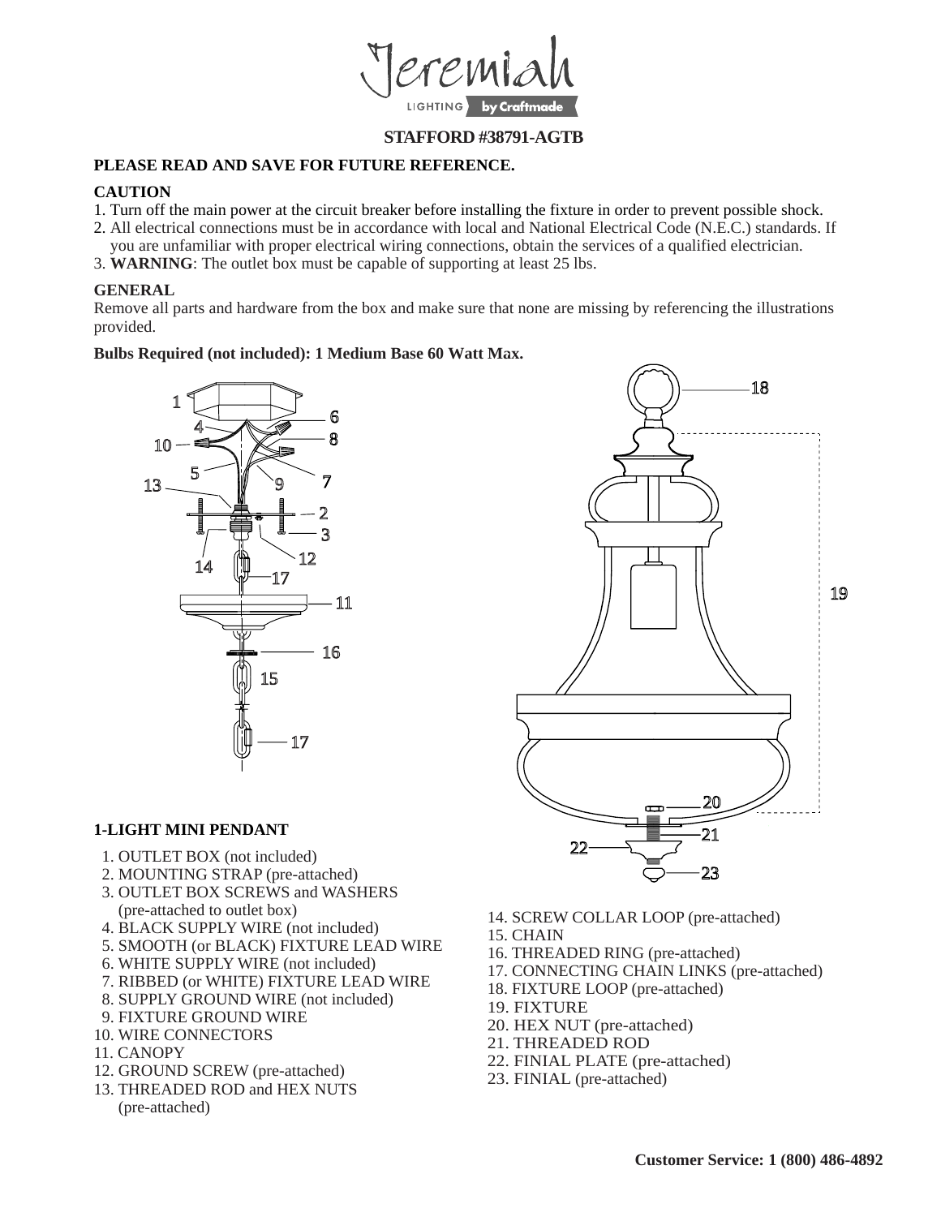Jeremiah

LIGHTING by Craftmade

**STAFFORD #38791-AGTB**

**PLEASE READ AND SAVE FOR FUTURE REFERENCE.**

**CAUTION**

1. Turn off the main power at the circuit breaker before installing the fixture in order to prevent possible shock.
2. All electrical connections must be in accordance with local and National Electrical Code (N.E.C.) standards. If you are unfamiliar with proper electrical wiring connections, obtain the services of a qualified electrician.
3. **WARNING**: The outlet box must be capable of supporting at least 25 lbs.

**GENERAL**

Remove all parts and hardware from the box and make sure that none are missing by referencing the illustrations provided.

**Bulbs Required (not included): 1 Medium Base 60 Watt Max.**

**1-LIGHT MINI PENDANT**

1. OUTLET BOX (not included)
2. MOUNTING STRAP (pre-attached)
3. OUTLET BOX SCREWS and WASHERS (pre-attached to outlet box)
4. BLACK SUPPLY WIRE (not included)
5. SMOOTH (or BLACK) FIXTURE LEAD WIRE
6. WHITE SUPPLY WIRE (not included)
7. RIBBED (or WHITE) FIXTURE LEAD WIRE
8. SUPPLY GROUND WIRE (not included)
9. FIXTURE GROUND WIRE
10. WIRE CONNECTORS
11. CANOPY
12. GROUND SCREW (pre-attached)
13. THREADED ROD and HEX NUTS (pre-attached)
14. SCREW COLLAR LOOP (pre-attached)
15. CHAIN
16. THREADED RING (pre-attached)
17. CONNECTING CHAIN LINKS (pre-attached)
18. FIXTURE LOOP (pre-attached)
19. FIXTURE
20. HEX NUT (pre-attached)
21. THREADED ROD
22. FINIAL PLATE (pre-attached)
23. FINIAL (pre-attached)

**Customer Service: 1 (800) 486-4892**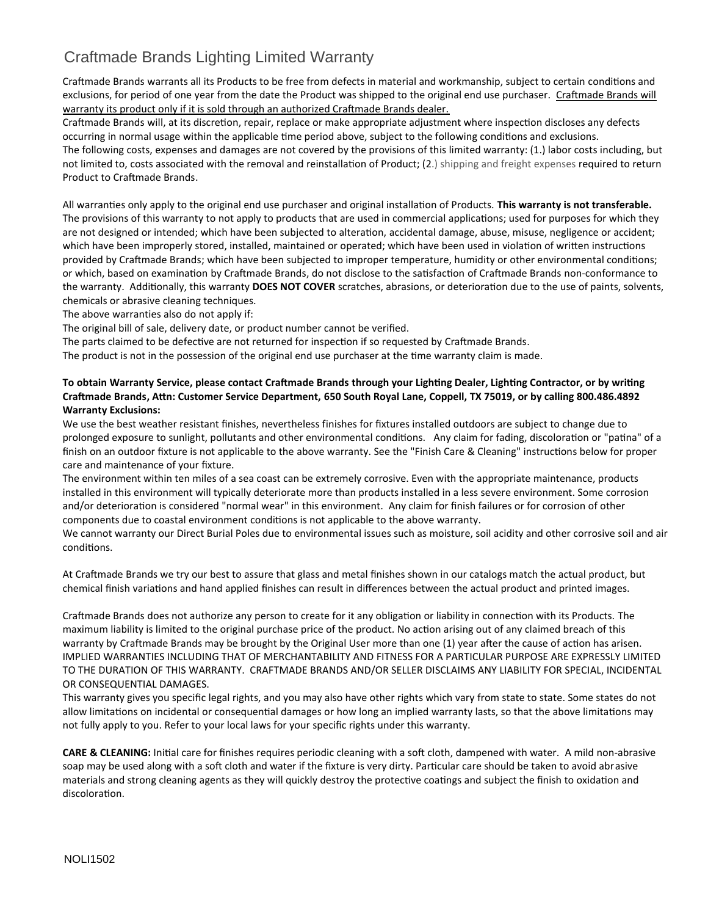# Craftmade Brands Lighting Limited Warranty

Craftmade Brands warrants all its Products to be free from defects in material and workmanship, subject to certain conditions and exclusions, for period of one year from the date the Product was shipped to the original end use purchaser. Craftmade Brands will warranty its product only if it is sold through an authorized Craftmade Brands dealer.

Craftmade Brands will, at its discretion, repair, replace or make appropriate adjustment where inspection discloses any defects occurring in normal usage within the applicable time period above, subject to the following conditions and exclusions.

The following costs, expenses and damages are not covered by the provisions of this limited warranty: (1.) labor costs including, but not limited to, costs associated with the removal and reinstallation of Product; (2.) shipping and freight expenses required to return Product to Craftmade Brands.

All warranties only apply to the original end use purchaser and original installation of Products. **This warranty is not transferable.** The provisions of this warranty to not apply to products that are used in commercial applications; used for purposes for which they are not designed or intended; which have been subjected to alteration, accidental damage, abuse, misuse, negligence or accident; which have been improperly stored, installed, maintained or operated; which have been used in violation of written instructions provided by Craftmade Brands; which have been subjected to improper temperature, humidity or other environmental conditions; or which, based on examination by Craftmade Brands, do not disclose to the satisfaction of Craftmade Brands non-conformance to the warranty. Additionally, this warranty **DOES NOT COVER** scratches, abrasions, or deterioration due to the use of paints, solvents, chemicals or abrasive cleaning techniques.

The above warranties also do not apply if:

The original bill of sale, delivery date, or product number cannot be verified.

The parts claimed to be defective are not returned for inspection if so requested by Craftmade Brands.

The product is not in the possession of the original end use purchaser at the time warranty claim is made.

**To obtain Warranty Service, please contact Craftmade Brands through your Lighting Dealer, Lighting Contractor, or by writing Craftmade Brands, Attn: Customer Service Department, 650 South Royal Lane, Coppell, TX 75019, or by calling 800.486.4892**

**Warranty Exclusions:**

We use the best weather resistant finishes, nevertheless finishes for fixtures installed outdoors are subject to change due to prolonged exposure to sunlight, pollutants and other environmental conditions. Any claim for fading, discoloration or "patina" of a finish on an outdoor fixture is not applicable to the above warranty. See the "Finish Care & Cleaning" instructions below for proper care and maintenance of your fixture.

The environment within ten miles of a sea coast can be extremely corrosive. Even with the appropriate maintenance, products installed in this environment will typically deteriorate more than products installed in a less severe environment. Some corrosion and/or deterioration is considered "normal wear" in this environment. Any claim for finish failures or for corrosion of other components due to coastal environment conditions is not applicable to the above warranty.

We cannot warranty our Direct Burial Poles due to environmental issues such as moisture, soil acidity and other corrosive soil and air conditions.

At Craftmade Brands we try our best to assure that glass and metal finishes shown in our catalogs match the actual product, but chemical finish variations and hand applied finishes can result in differences between the actual product and printed images.

Craftmade Brands does not authorize any person to create for it any obligation or liability in connection with its Products. The maximum liability is limited to the original purchase price of the product. No action arising out of any claimed breach of this warranty by Craftmade Brands may be brought by the Original User more than one (1) year after the cause of action has arisen. IMPLIED WARRANTIES INCLUDING THAT OF MERCHANTABILITY AND FITNESS FOR A PARTICULAR PURPOSE ARE EXPRESSLY LIMITED TO THE DURATION OF THIS WARRANTY. CRAFTMADE BRANDS AND/OR SELLER DISCLAIMS ANY LIABILITY FOR SPECIAL, INCIDENTAL OR CONSEQUENTIAL DAMAGES.

This warranty gives you specific legal rights, and you may also have other rights which vary from state to state. Some states do not allow limitations on incidental or consequential damages or how long an implied warranty lasts, so that the above limitations may not fully apply to you. Refer to your local laws for your specific rights under this warranty.

**CARE & CLEANING:** Initial care for finishes requires periodic cleaning with a soft cloth, dampened with water. A mild non-abrasive soap may be used along with a soft cloth and water if the fixture is very dirty. Particular care should be taken to avoid abrasive materials and strong cleaning agents as they will quickly destroy the protective coatings and subject the finish to oxidation and discoloration.

NOLI1502